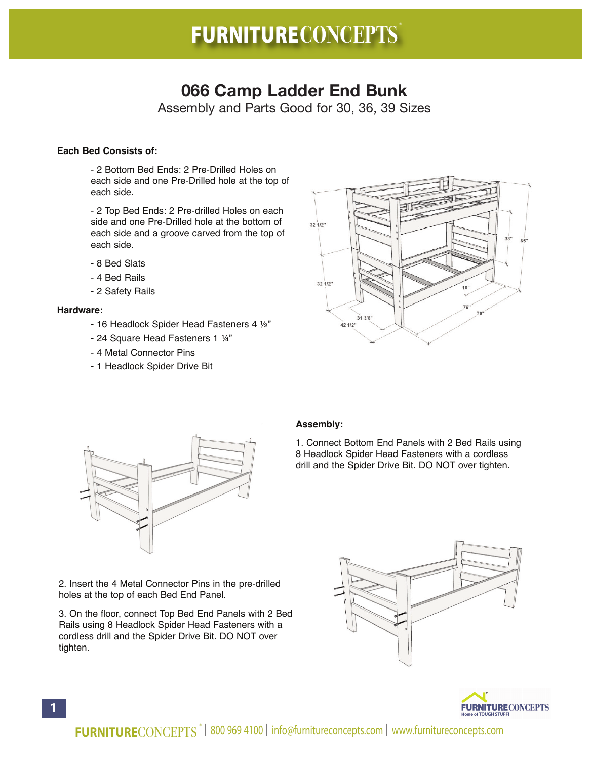# 066 Camp Ladder End Bunk

Assembly and Parts Good for 30, 36, 39 Sizes

**Each Bed Consists of:**

- 2 Bottom Bed Ends: 2 Pre-Drilled Holes on each side and one Pre-Drilled hole at the top of each side.
- 2 Top Bed Ends: 2 Pre-drilled Holes on each side and one Pre-Drilled hole at the bottom of each side and a groove carved from the top of each side.
- 8 Bed Slats
- 4 Bed Rails
- 2 Safety Rails

**Hardware:**

- 16 Headlock Spider Head Fasteners 4 ½"
- 24 Square Head Fasteners 1 ¼"
- 4 Metal Connector Pins
- 1 Headlock Spider Drive Bit

**Assembly:**

1. Connect Bottom End Panels with 2 Bed Rails using 8 Headlock Spider Head Fasteners with a cordless drill and the Spider Drive Bit. DO NOT over tighten.

2. Insert the 4 Metal Connector Pins in the pre-drilled holes at the top of each Bed End Panel.

3. On the floor, connect Top Bed End Panels with 2 Bed Rails using 8 Headlock Spider Head Fasteners with a cordless drill and the Spider Drive Bit. DO NOT over tighten.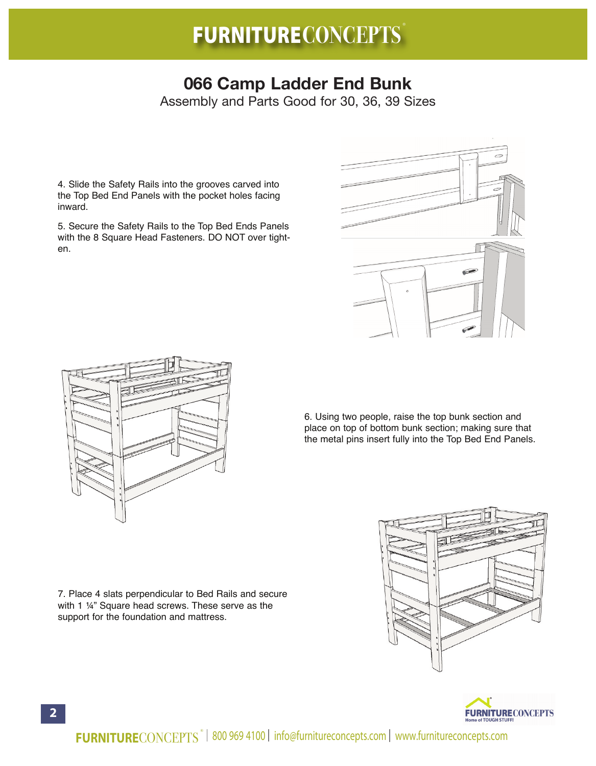# 066 Camp Ladder End Bunk

Assembly and Parts Good for 30, 36, 39 Sizes

4. Slide the Safety Rails into the grooves carved into the Top Bed End Panels with the pocket holes facing inward.

5. Secure the Safety Rails to the Top Bed Ends Panels with the 8 Square Head Fasteners. DO NOT over tighten.

6. Using two people, raise the top bunk section and place on top of bottom bunk section; making sure that the metal pins insert fully into the Top Bed End Panels.

7. Place 4 slats perpendicular to Bed Rails and secure with 1 ¼" Square head screws. These serve as the support for the foundation and mattress.